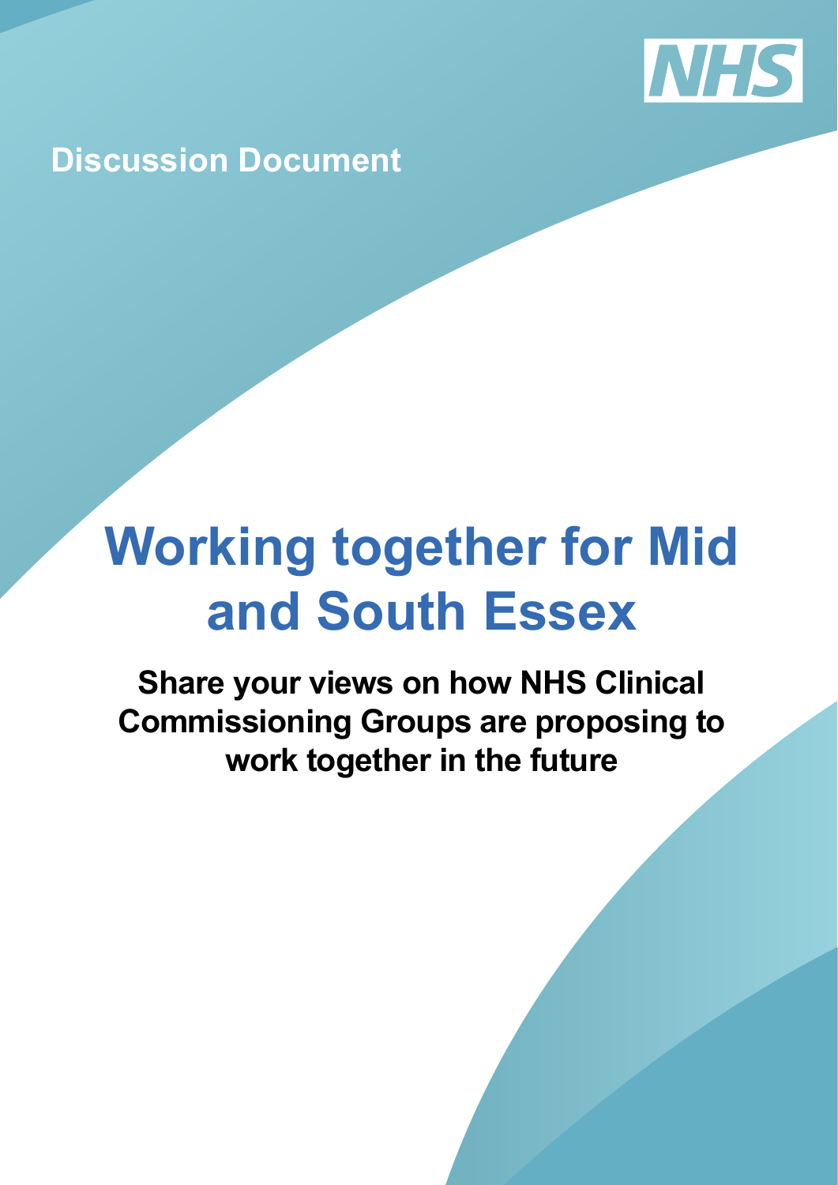NHS

Discussion Document

# Working together for Mid and South Essex

**Share your views on how NHS Clinical Commissioning Groups are proposing to work together in the future**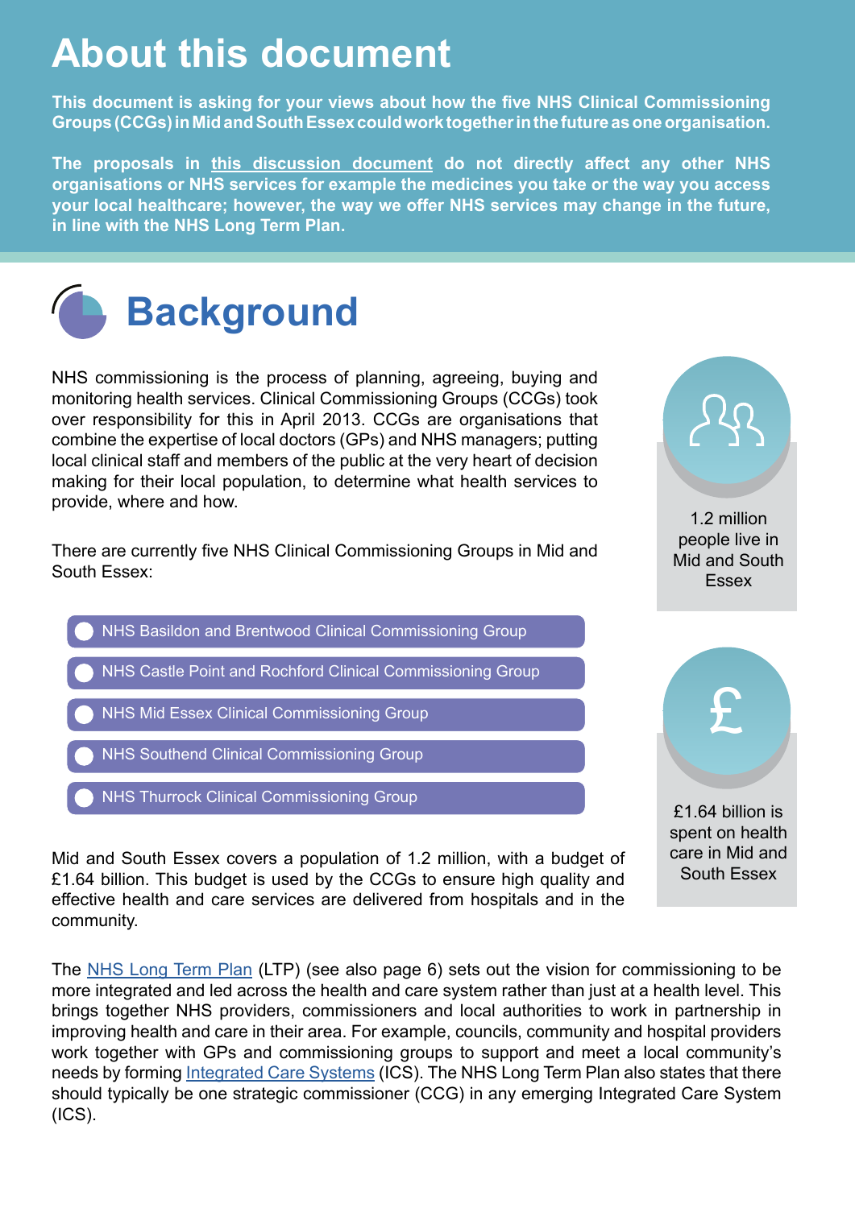# About this document

**This document is asking for your views about how the five NHS Clinical Commissioning Groups (CCGs) in Mid and South Essex could work together in the future as one organisation.**

**The proposals in this discussion document do not directly affect any other NHS organisations or NHS services for example the medicines you take or the way you access your local healthcare; however, the way we offer NHS services may change in the future, in line with the NHS Long Term Plan.**

## Background

NHS commissioning is the process of planning, agreeing, buying and monitoring health services. Clinical Commissioning Groups (CCGs) took over responsibility for this in April 2013. CCGs are organisations that combine the expertise of local doctors (GPs) and NHS managers; putting local clinical staff and members of the public at the very heart of decision making for their local population, to determine what health services to provide, where and how.

There are currently five NHS Clinical Commissioning Groups in Mid and South Essex:

- NHS Basildon and Brentwood Clinical Commissioning Group
- NHS Castle Point and Rochford Clinical Commissioning Group
- NHS Mid Essex Clinical Commissioning Group
- NHS Southend Clinical Commissioning Group
- NHS Thurrock Clinical Commissioning Group

Mid and South Essex covers a population of 1.2 million, with a budget of £1.64 billion. This budget is used by the CCGs to ensure high quality and effective health and care services are delivered from hospitals and in the community.

1.2 million people live in Mid and South Essex

£1.64 billion is spent on health care in Mid and South Essex

The NHS Long Term Plan (LTP) (see also page 6) sets out the vision for commissioning to be more integrated and led across the health and care system rather than just at a health level. This brings together NHS providers, commissioners and local authorities to work in partnership in improving health and care in their area. For example, councils, community and hospital providers work together with GPs and commissioning groups to support and meet a local community's needs by forming Integrated Care Systems (ICS). The NHS Long Term Plan also states that there should typically be one strategic commissioner (CCG) in any emerging Integrated Care System (ICS).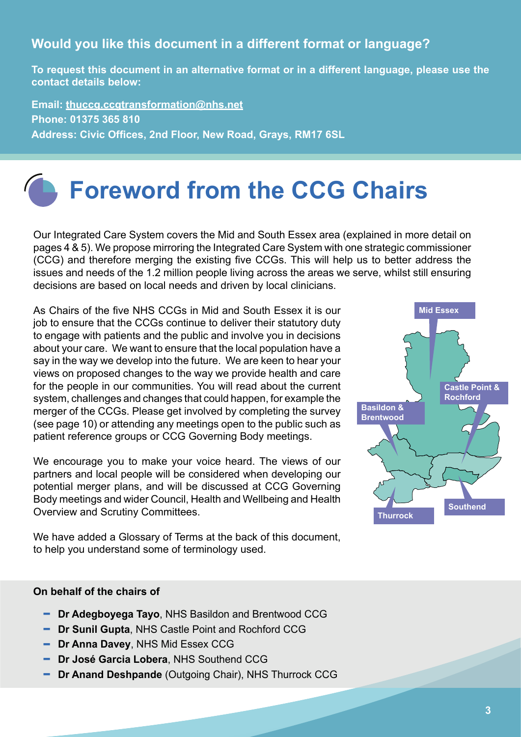**Would you like this document in a different format or language?**

**To request this document in an alternative format or in a different language, please use the contact details below:**

**Email: thuccg.ccgtransformation@nhs.net**
**Phone: 01375 365 810**
**Address: Civic Offices, 2nd Floor, New Road, Grays, RM17 6SL**

# Foreword from the CCG Chairs

Our Integrated Care System covers the Mid and South Essex area (explained in more detail on pages 4 & 5). We propose mirroring the Integrated Care System with one strategic commissioner (CCG) and therefore merging the existing five CCGs. This will help us to better address the issues and needs of the 1.2 million people living across the areas we serve, whilst still ensuring decisions are based on local needs and driven by local clinicians.

As Chairs of the five NHS CCGs in Mid and South Essex it is our job to ensure that the CCGs continue to deliver their statutory duty to engage with patients and the public and involve you in decisions about your care. We want to ensure that the local population have a say in the way we develop into the future. We are keen to hear your views on proposed changes to the way we provide health and care for the people in our communities. You will read about the current system, challenges and changes that could happen, for example the merger of the CCGs. Please get involved by completing the survey (see page 10) or attending any meetings open to the public such as patient reference groups or CCG Governing Body meetings.

We encourage you to make your voice heard. The views of our partners and local people will be considered when developing our potential merger plans, and will be discussed at CCG Governing Body meetings and wider Council, Health and Wellbeing and Health Overview and Scrutiny Committees.

We have added a Glossary of Terms at the back of this document, to help you understand some of terminology used.

Mid Essex

Castle Point & Rochford

Basildon & Brentwood

Thurrock

Southend

**On behalf of the chairs of**

- **Dr Adegboyega Tayo**, NHS Basildon and Brentwood CCG
- **Dr Sunil Gupta**, NHS Castle Point and Rochford CCG
- **Dr Anna Davey**, NHS Mid Essex CCG
- **Dr José Garcia Lobera**, NHS Southend CCG
- **Dr Anand Deshpande** (Outgoing Chair), NHS Thurrock CCG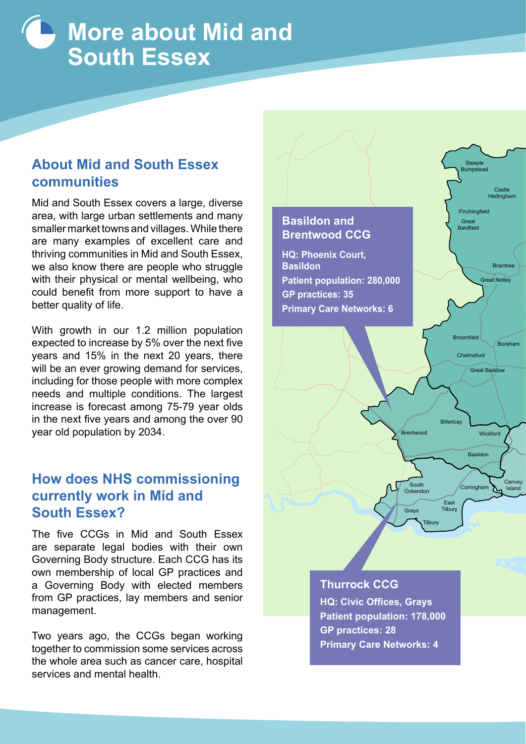# More about Mid and South Essex

## About Mid and South Essex communities

Mid and South Essex covers a large, diverse area, with large urban settlements and many smaller market towns and villages. While there are many examples of excellent care and thriving communities in Mid and South Essex, we also know there are people who struggle with their physical or mental wellbeing, who could benefit from more support to have a better quality of life.

With growth in our 1.2 million population expected to increase by 5% over the next five years and 15% in the next 20 years, there will be an ever growing demand for services, including for those people with more complex needs and multiple conditions. The largest increase is forecast among 75-79 year olds in the next five years and among the over 90 year old population by 2034.

## How does NHS commissioning currently work in Mid and South Essex?

The five CCGs in Mid and South Essex are separate legal bodies with their own Governing Body structure. Each CCG has its own membership of local GP practices and a Governing Body with elected members from GP practices, lay members and senior management.

Two years ago, the CCGs began working together to commission some services across the whole area such as cancer care, hospital services and mental health.

### Basildon and Brentwood CCG

**HQ: Phoenix Court, Basildon**
**Patient population: 280,000**
**GP practices: 35**
**Primary Care Networks: 6**

### Thurrock CCG

**HQ: Civic Offices, Grays**
**Patient population: 178,000**
**GP practices: 28**
**Primary Care Networks: 4**

Steeple Bumpstead, Castle Hedingham, Finchingfield, Great Bardfield, Braintree, Great Notley, Broomfield, Boreham, Chelmsford, Great Baddow, Billericay, Brentwood, Wickford, Basildon, South Ockendon, Corringham, Canvey Island, East Tilbury, Grays, Tilbury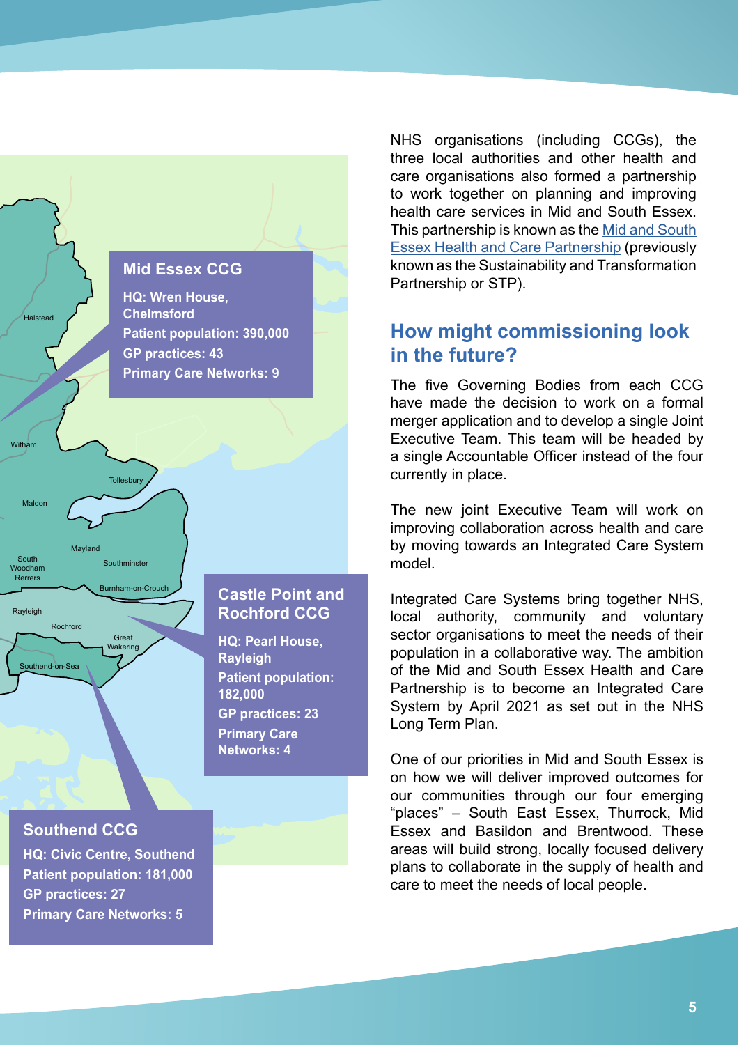**Mid Essex CCG**

**HQ: Wren House, Chelmsford**
**Patient population: 390,000**
**GP practices: 43**
**Primary Care Networks: 9**

**Castle Point and Rochford CCG**

**HQ: Pearl House, Rayleigh**
**Patient population: 182,000**
**GP practices: 23**
**Primary Care Networks: 4**

**Southend CCG**

**HQ: Civic Centre, Southend**
**Patient population: 181,000**
**GP practices: 27**
**Primary Care Networks: 5**

NHS organisations (including CCGs), the three local authorities and other health and care organisations also formed a partnership to work together on planning and improving health care services in Mid and South Essex. This partnership is known as the Mid and South Essex Health and Care Partnership (previously known as the Sustainability and Transformation Partnership or STP).

## How might commissioning look in the future?

The five Governing Bodies from each CCG have made the decision to work on a formal merger application and to develop a single Joint Executive Team. This team will be headed by a single Accountable Officer instead of the four currently in place.

The new joint Executive Team will work on improving collaboration across health and care by moving towards an Integrated Care System model.

Integrated Care Systems bring together NHS, local authority, community and voluntary sector organisations to meet the needs of their population in a collaborative way. The ambition of the Mid and South Essex Health and Care Partnership is to become an Integrated Care System by April 2021 as set out in the NHS Long Term Plan.

One of our priorities in Mid and South Essex is on how we will deliver improved outcomes for our communities through our four emerging "places" – South East Essex, Thurrock, Mid Essex and Basildon and Brentwood. These areas will build strong, locally focused delivery plans to collaborate in the supply of health and care to meet the needs of local people.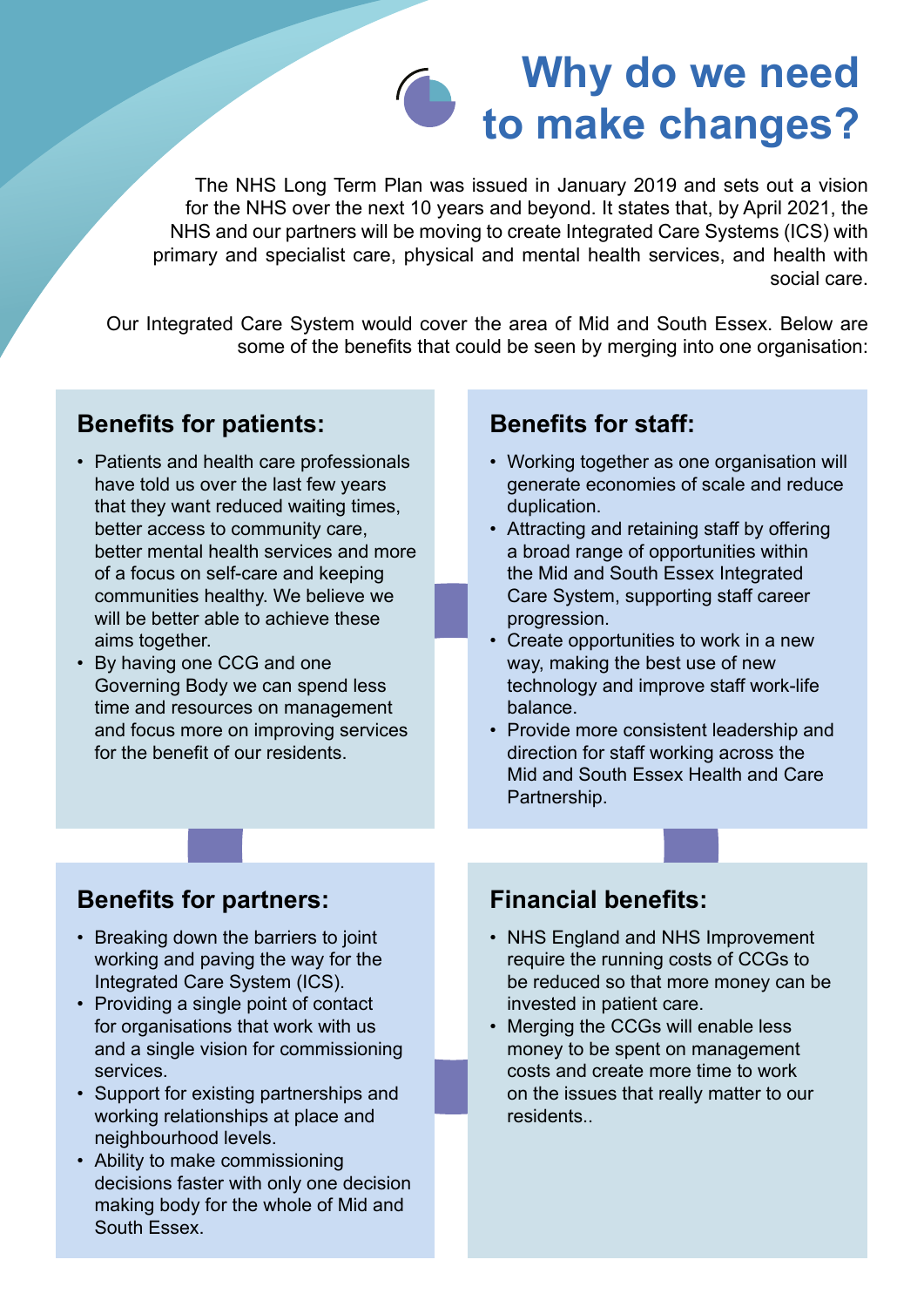# Why do we need to make changes?

The NHS Long Term Plan was issued in January 2019 and sets out a vision for the NHS over the next 10 years and beyond. It states that, by April 2021, the NHS and our partners will be moving to create Integrated Care Systems (ICS) with primary and specialist care, physical and mental health services, and health with social care.

Our Integrated Care System would cover the area of Mid and South Essex. Below are some of the benefits that could be seen by merging into one organisation:

## Benefits for patients:

- Patients and health care professionals have told us over the last few years that they want reduced waiting times, better access to community care, better mental health services and more of a focus on self-care and keeping communities healthy. We believe we will be better able to achieve these aims together.
- By having one CCG and one Governing Body we can spend less time and resources on management and focus more on improving services for the benefit of our residents.

## Benefits for staff:

- Working together as one organisation will generate economies of scale and reduce duplication.
- Attracting and retaining staff by offering a broad range of opportunities within the Mid and South Essex Integrated Care System, supporting staff career progression.
- Create opportunities to work in a new way, making the best use of new technology and improve staff work-life balance.
- Provide more consistent leadership and direction for staff working across the Mid and South Essex Health and Care Partnership.

## Benefits for partners:

- Breaking down the barriers to joint working and paving the way for the Integrated Care System (ICS).
- Providing a single point of contact for organisations that work with us and a single vision for commissioning services.
- Support for existing partnerships and working relationships at place and neighbourhood levels.
- Ability to make commissioning decisions faster with only one decision making body for the whole of Mid and South Essex.

## Financial benefits:

- NHS England and NHS Improvement require the running costs of CCGs to be reduced so that more money can be invested in patient care.
- Merging the CCGs will enable less money to be spent on management costs and create more time to work on the issues that really matter to our residents..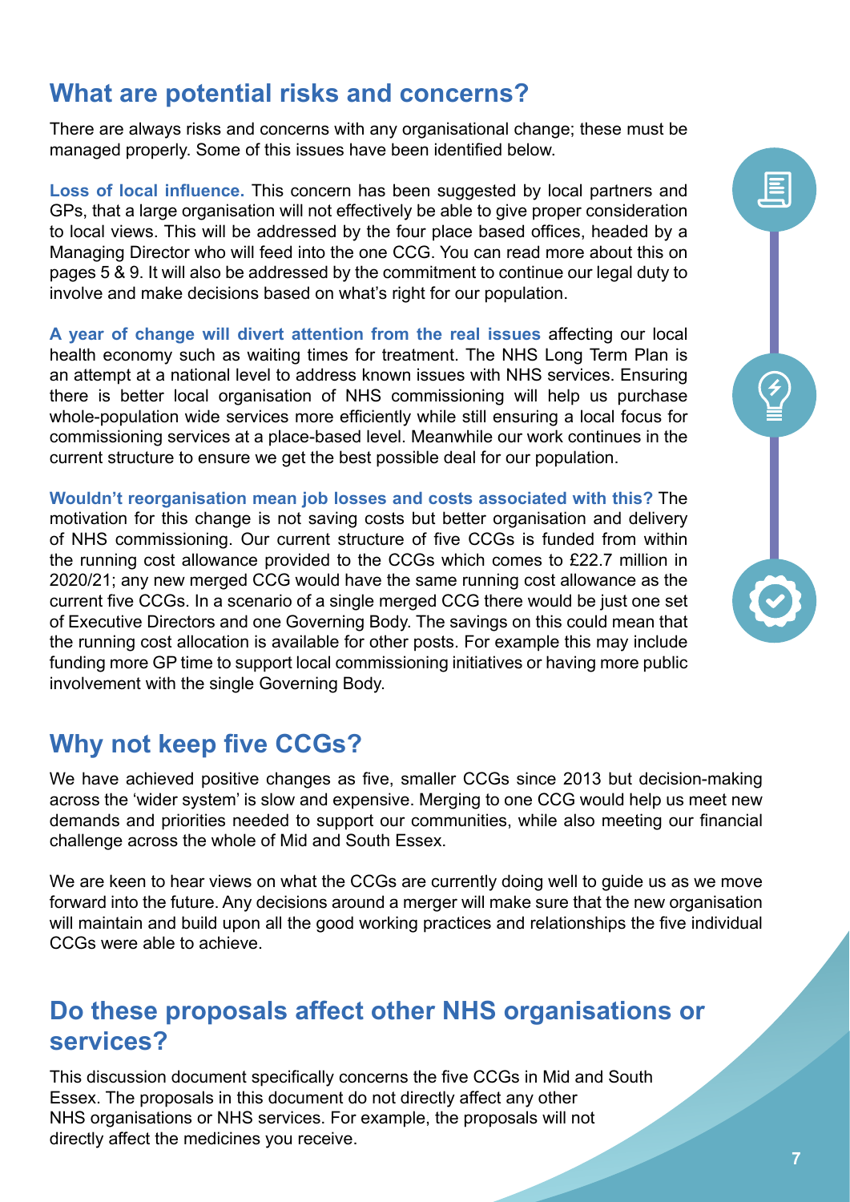## What are potential risks and concerns?

There are always risks and concerns with any organisational change; these must be managed properly. Some of this issues have been identified below.

**Loss of local influence.** This concern has been suggested by local partners and GPs, that a large organisation will not effectively be able to give proper consideration to local views. This will be addressed by the four place based offices, headed by a Managing Director who will feed into the one CCG. You can read more about this on pages 5 & 9. It will also be addressed by the commitment to continue our legal duty to involve and make decisions based on what's right for our population.

**A year of change will divert attention from the real issues** affecting our local health economy such as waiting times for treatment. The NHS Long Term Plan is an attempt at a national level to address known issues with NHS services. Ensuring there is better local organisation of NHS commissioning will help us purchase whole-population wide services more efficiently while still ensuring a local focus for commissioning services at a place-based level. Meanwhile our work continues in the current structure to ensure we get the best possible deal for our population.

**Wouldn't reorganisation mean job losses and costs associated with this?** The motivation for this change is not saving costs but better organisation and delivery of NHS commissioning. Our current structure of five CCGs is funded from within the running cost allowance provided to the CCGs which comes to £22.7 million in 2020/21; any new merged CCG would have the same running cost allowance as the current five CCGs. In a scenario of a single merged CCG there would be just one set of Executive Directors and one Governing Body. The savings on this could mean that the running cost allocation is available for other posts. For example this may include funding more GP time to support local commissioning initiatives or having more public involvement with the single Governing Body.

## Why not keep five CCGs?

We have achieved positive changes as five, smaller CCGs since 2013 but decision-making across the 'wider system' is slow and expensive. Merging to one CCG would help us meet new demands and priorities needed to support our communities, while also meeting our financial challenge across the whole of Mid and South Essex.

We are keen to hear views on what the CCGs are currently doing well to guide us as we move forward into the future. Any decisions around a merger will make sure that the new organisation will maintain and build upon all the good working practices and relationships the five individual CCGs were able to achieve.

## Do these proposals affect other NHS organisations or services?

This discussion document specifically concerns the five CCGs in Mid and South Essex. The proposals in this document do not directly affect any other NHS organisations or NHS services. For example, the proposals will not directly affect the medicines you receive.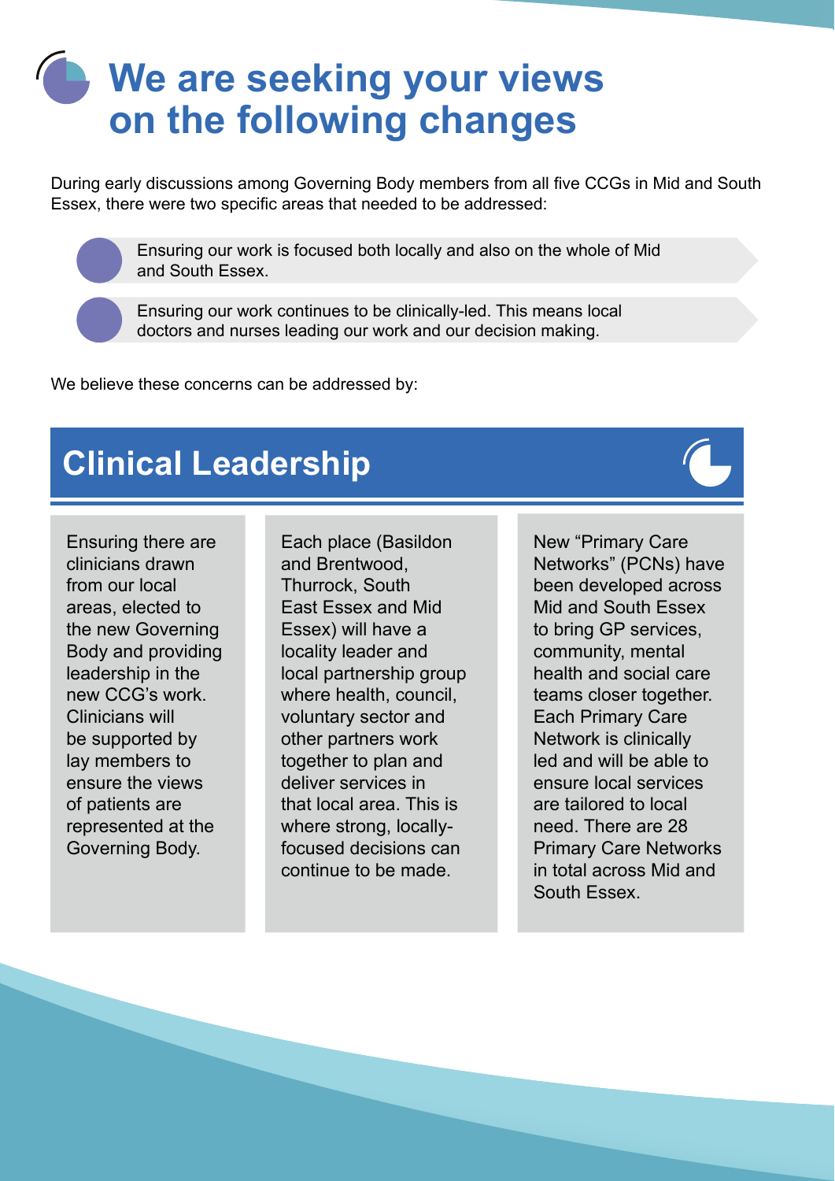# We are seeking your views on the following changes

During early discussions among Governing Body members from all five CCGs in Mid and South Essex, there were two specific areas that needed to be addressed:

- Ensuring our work is focused both locally and also on the whole of Mid and South Essex.
- Ensuring our work continues to be clinically-led. This means local doctors and nurses leading our work and our decision making.

We believe these concerns can be addressed by:

## Clinical Leadership

Ensuring there are clinicians drawn from our local areas, elected to the new Governing Body and providing leadership in the new CCG's work. Clinicians will be supported by lay members to ensure the views of patients are represented at the Governing Body.

Each place (Basildon and Brentwood, Thurrock, South East Essex and Mid Essex) will have a locality leader and local partnership group where health, council, voluntary sector and other partners work together to plan and deliver services in that local area. This is where strong, locally-focused decisions can continue to be made.

New "Primary Care Networks" (PCNs) have been developed across Mid and South Essex to bring GP services, community, mental health and social care teams closer together. Each Primary Care Network is clinically led and will be able to ensure local services are tailored to local need. There are 28 Primary Care Networks in total across Mid and South Essex.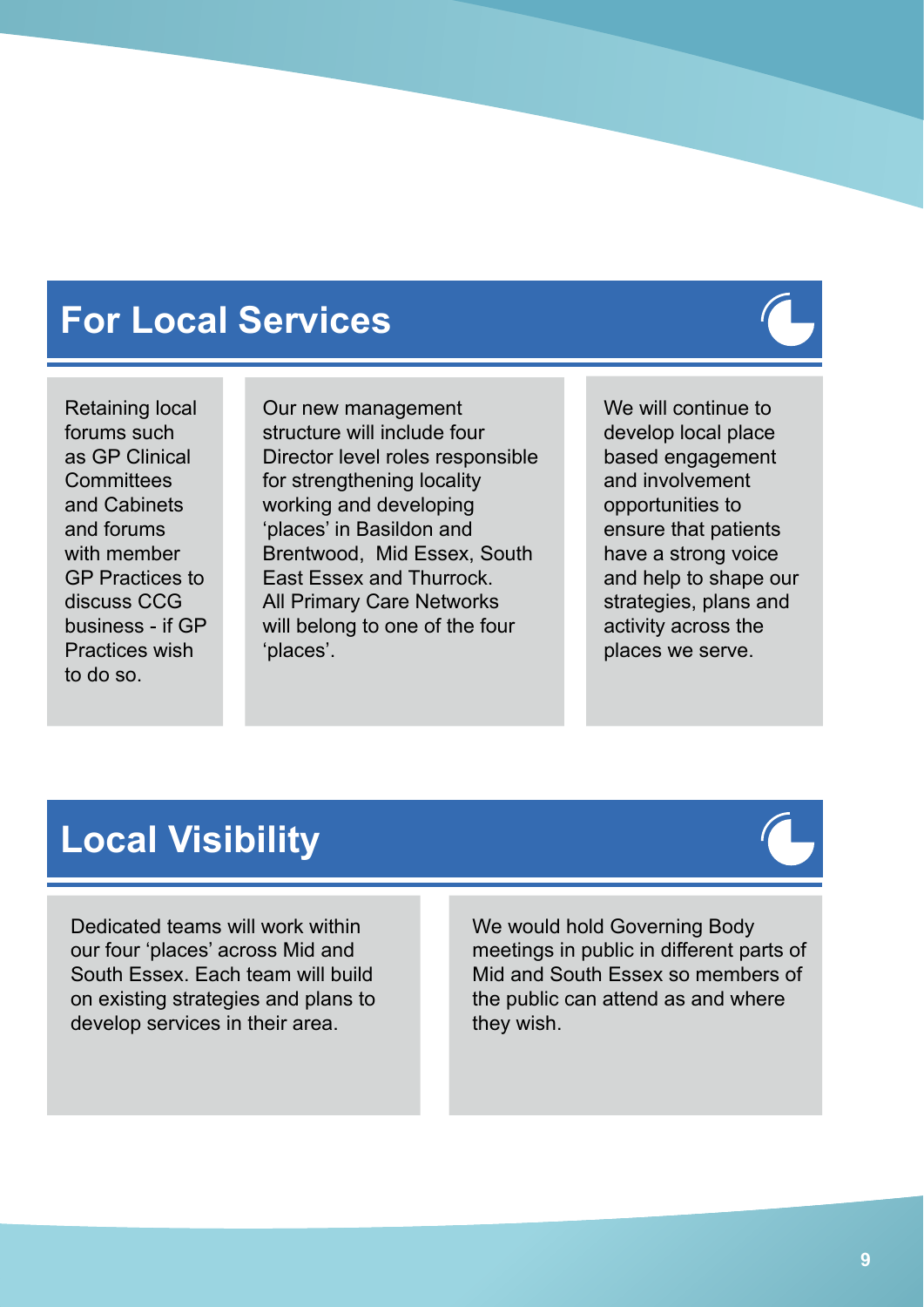## For Local Services

Retaining local forums such as GP Clinical Committees and Cabinets and forums with member GP Practices to discuss CCG business - if GP Practices wish to do so.

Our new management structure will include four Director level roles responsible for strengthening locality working and developing ‘places’ in Basildon and Brentwood, Mid Essex, South East Essex and Thurrock. All Primary Care Networks will belong to one of the four ‘places’.

We will continue to develop local place based engagement and involvement opportunities to ensure that patients have a strong voice and help to shape our strategies, plans and activity across the places we serve.

## Local Visibility

Dedicated teams will work within our four ‘places’ across Mid and South Essex. Each team will build on existing strategies and plans to develop services in their area.

We would hold Governing Body meetings in public in different parts of Mid and South Essex so members of the public can attend as and where they wish.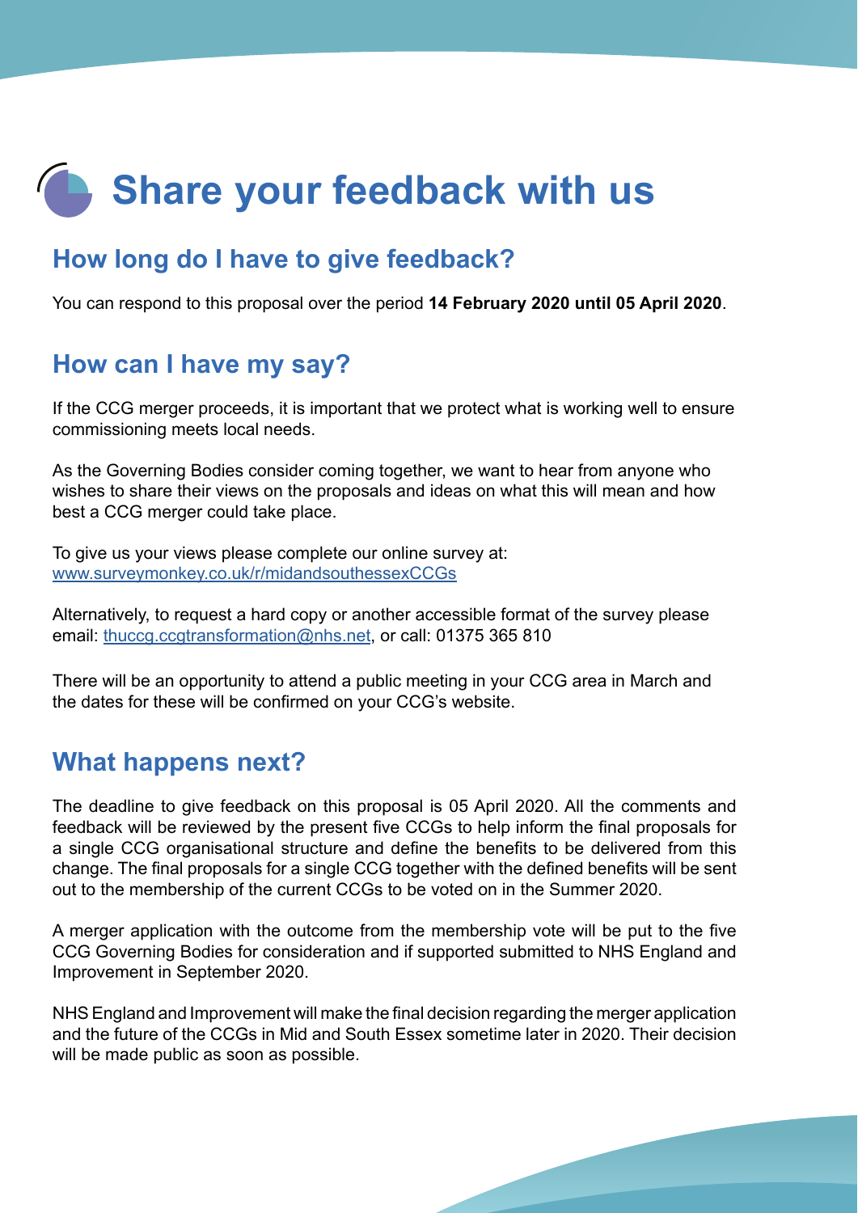# Share your feedback with us

## How long do I have to give feedback?

You can respond to this proposal over the period **14 February 2020 until 05 April 2020**.

## How can I have my say?

If the CCG merger proceeds, it is important that we protect what is working well to ensure commissioning meets local needs.

As the Governing Bodies consider coming together, we want to hear from anyone who wishes to share their views on the proposals and ideas on what this will mean and how best a CCG merger could take place.

To give us your views please complete our online survey at:
www.surveymonkey.co.uk/r/midandsouthessexCCGs

Alternatively, to request a hard copy or another accessible format of the survey please email: thuccg.ccgtransformation@nhs.net, or call: 01375 365 810

There will be an opportunity to attend a public meeting in your CCG area in March and the dates for these will be confirmed on your CCG's website.

## What happens next?

The deadline to give feedback on this proposal is 05 April 2020. All the comments and feedback will be reviewed by the present five CCGs to help inform the final proposals for a single CCG organisational structure and define the benefits to be delivered from this change. The final proposals for a single CCG together with the defined benefits will be sent out to the membership of the current CCGs to be voted on in the Summer 2020.

A merger application with the outcome from the membership vote will be put to the five CCG Governing Bodies for consideration and if supported submitted to NHS England and Improvement in September 2020.

NHS England and Improvement will make the final decision regarding the merger application and the future of the CCGs in Mid and South Essex sometime later in 2020. Their decision will be made public as soon as possible.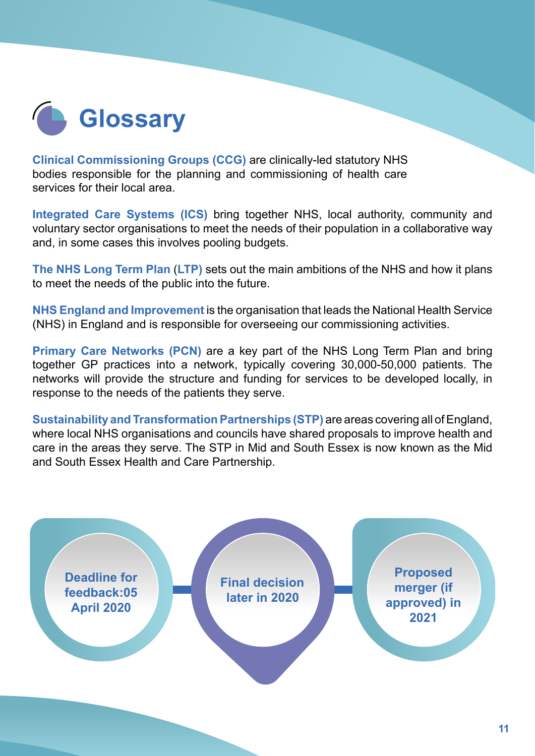# Glossary

**Clinical Commissioning Groups (CCG)** are clinically-led statutory NHS bodies responsible for the planning and commissioning of health care services for their local area.

**Integrated Care Systems (ICS)** bring together NHS, local authority, community and voluntary sector organisations to meet the needs of their population in a collaborative way and, in some cases this involves pooling budgets.

**The NHS Long Term Plan (LTP)** sets out the main ambitions of the NHS and how it plans to meet the needs of the public into the future.

**NHS England and Improvement** is the organisation that leads the National Health Service (NHS) in England and is responsible for overseeing our commissioning activities.

**Primary Care Networks (PCN)** are a key part of the NHS Long Term Plan and bring together GP practices into a network, typically covering 30,000-50,000 patients. The networks will provide the structure and funding for services to be developed locally, in response to the needs of the patients they serve.

**Sustainability and Transformation Partnerships (STP)** are areas covering all of England, where local NHS organisations and councils have shared proposals to improve health and care in the areas they serve. The STP in Mid and South Essex is now known as the Mid and South Essex Health and Care Partnership.

**Deadline for feedback:05 April 2020**

**Final decision later in 2020**

**Proposed merger (if approved) in 2021**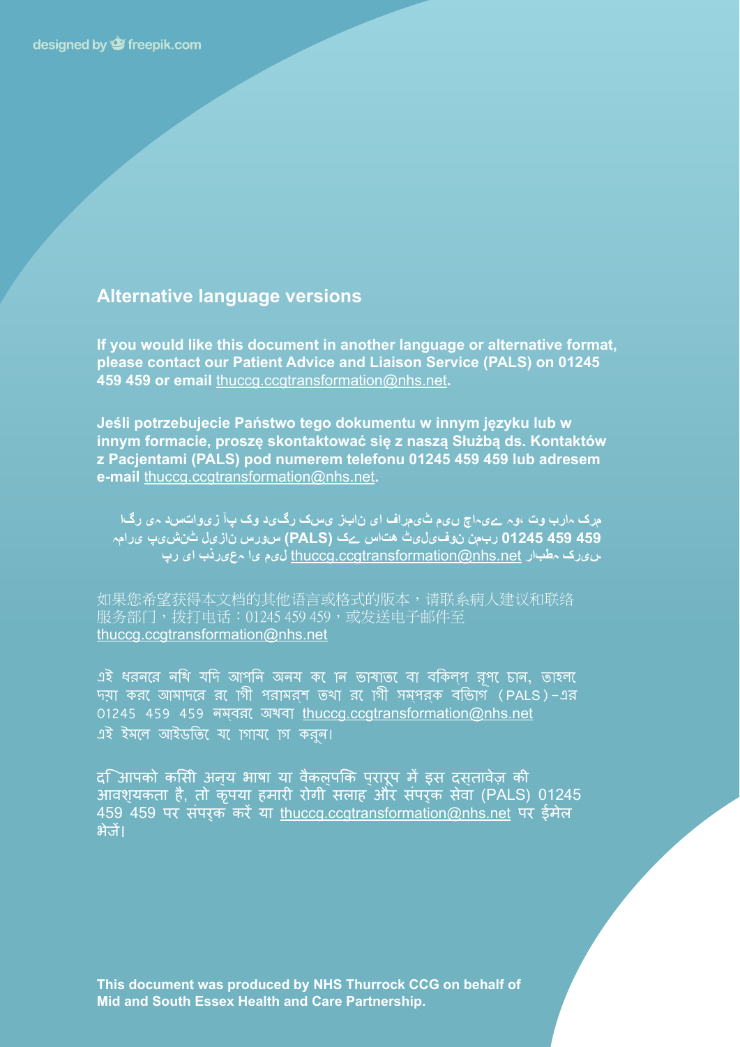designed by freepik.com

## Alternative language versions

**If you would like this document in another language or alternative format, please contact our Patient Advice and Liaison Service (PALS) on 01245 459 459 or email** thuccg.ccgtransformation@nhs.net**.**

**Jeśli potrzebujecie Państwo tego dokumentu w innym języku lub w innym formacie, proszę skontaktować się z naszą Służbą ds. Kontaktów z Pacjentami (PALS) pod numerem telefonu 01245 459 459 lub adresem e-mail** thuccg.ccgtransformation@nhs.net**.**

اگر یہ دستاویز آپ کو دیگر کسی زبان یا فارمیٹ میں چاہیے ہو، تو براہ کرم ہماری پیشنٹ لائزن سروس (PALS) کے ساتھ ٹیلیفون نمبر 01245 459 459 پر یا بذریعہ ای میل thuccg.ccgtransformation@nhs.net رابطہ کریں۔

如果您希望获得本文档的其他语言或格式的版本，请联系病人建议和联络服务部门，拨打电话：01245 459 459，或发送电子邮件至 thuccg.ccgtransformation@nhs.net

এই ধরনের নথি যদি আপনি অন্য কোন ভাষাতে বা বিকল্প রূপে চান, তাহলে দয়া করে আমাদের রোগী পরামর্শ তথা রোগী সম্পর্ক বিভাগ (PALS)-এর 01245 459 459 নম্বরে অথবা thuccg.ccgtransformation@nhs.net এই ইমেল আইডিতে যোগাযোগ করুন।

यदि आपको किसी अन्य भाषा या वैकल्पिक प्रारूप में इस दस्तावेज़ की आवश्यकता है, तो कृपया हमारी रोगी सलाह और संपर्क सेवा (PALS) 01245 459 459 पर संपर्क करें या thuccg.ccgtransformation@nhs.net पर ईमेल भेजें।

**This document was produced by NHS Thurrock CCG on behalf of Mid and South Essex Health and Care Partnership.**